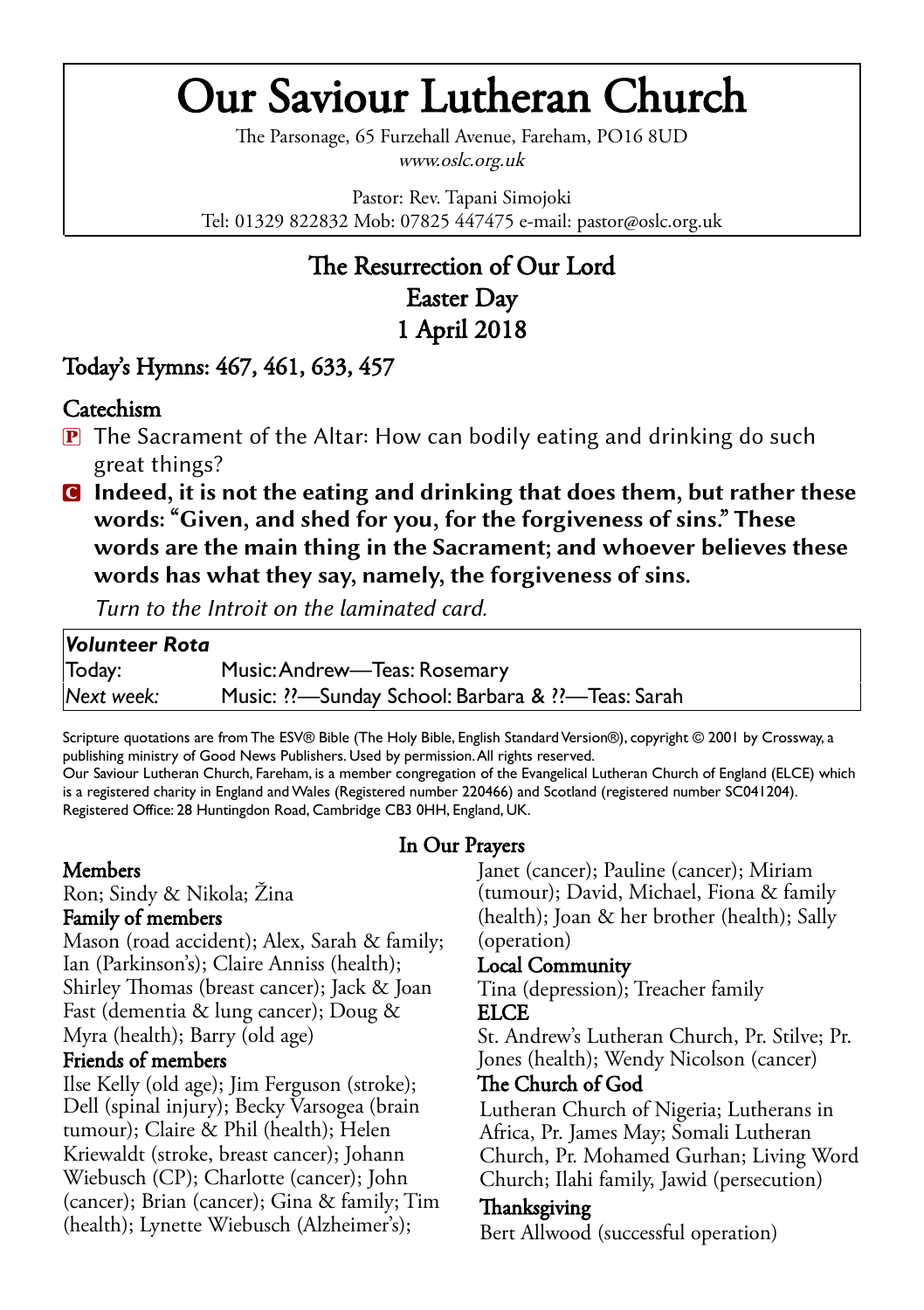# Our Saviour Lutheran Church

The Parsonage, 65 Furzehall Avenue, Fareham, PO16 8UD
*www.oslc.org.uk*

Pastor: Rev. Tapani Simojoki
Tel: 01329 822832 Mob: 07825 447475 e-mail: pastor@oslc.org.uk

## The Resurrection of Our Lord
## Easter Day
## 1 April 2018

## Today's Hymns: 467, 461, 633, 457

## Catechism

P The Sacrament of the Altar: How can bodily eating and drinking do such great things?

**C Indeed, it is not the eating and drinking that does them, but rather these words: "Given, and shed for you, for the forgiveness of sins." These words are the main thing in the Sacrament; and whoever believes these words has what they say, namely, the forgiveness of sins.**

*Turn to the Introit on the laminated card.*

| ***Volunteer Rota*** | |
|---|---|
| Today: | Music: Andrew—Teas: Rosemary |
| *Next week:* | Music: ??—Sunday School: Barbara & ??—Teas: Sarah |

Scripture quotations are from The ESV® Bible (The Holy Bible, English Standard Version®), copyright © 2001 by Crossway, a publishing ministry of Good News Publishers. Used by permission. All rights reserved.
Our Saviour Lutheran Church, Fareham, is a member congregation of the Evangelical Lutheran Church of England (ELCE) which is a registered charity in England and Wales (Registered number 220466) and Scotland (registered number SC041204). Registered Office: 28 Huntingdon Road, Cambridge CB3 0HH, England, UK.

## In Our Prayers

### Members
Ron; Sindy & Nikola; Žina

### Family of members
Mason (road accident); Alex, Sarah & family; Ian (Parkinson's); Claire Anniss (health); Shirley Thomas (breast cancer); Jack & Joan Fast (dementia & lung cancer); Doug & Myra (health); Barry (old age)

### Friends of members
Ilse Kelly (old age); Jim Ferguson (stroke); Dell (spinal injury); Becky Varsogea (brain tumour); Claire & Phil (health); Helen Kriewaldt (stroke, breast cancer); Johann Wiebusch (CP); Charlotte (cancer); John (cancer); Brian (cancer); Gina & family; Tim (health); Lynette Wiebusch (Alzheimer's); Janet (cancer); Pauline (cancer); Miriam (tumour); David, Michael, Fiona & family (health); Joan & her brother (health); Sally (operation)

### Local Community
Tina (depression); Treacher family

### ELCE
St. Andrew's Lutheran Church, Pr. Stilve; Pr. Jones (health); Wendy Nicolson (cancer)

### The Church of God
Lutheran Church of Nigeria; Lutherans in Africa, Pr. James May; Somali Lutheran Church, Pr. Mohamed Gurhan; Living Word Church; Ilahi family, Jawid (persecution)

### Thanksgiving
Bert Allwood (successful operation)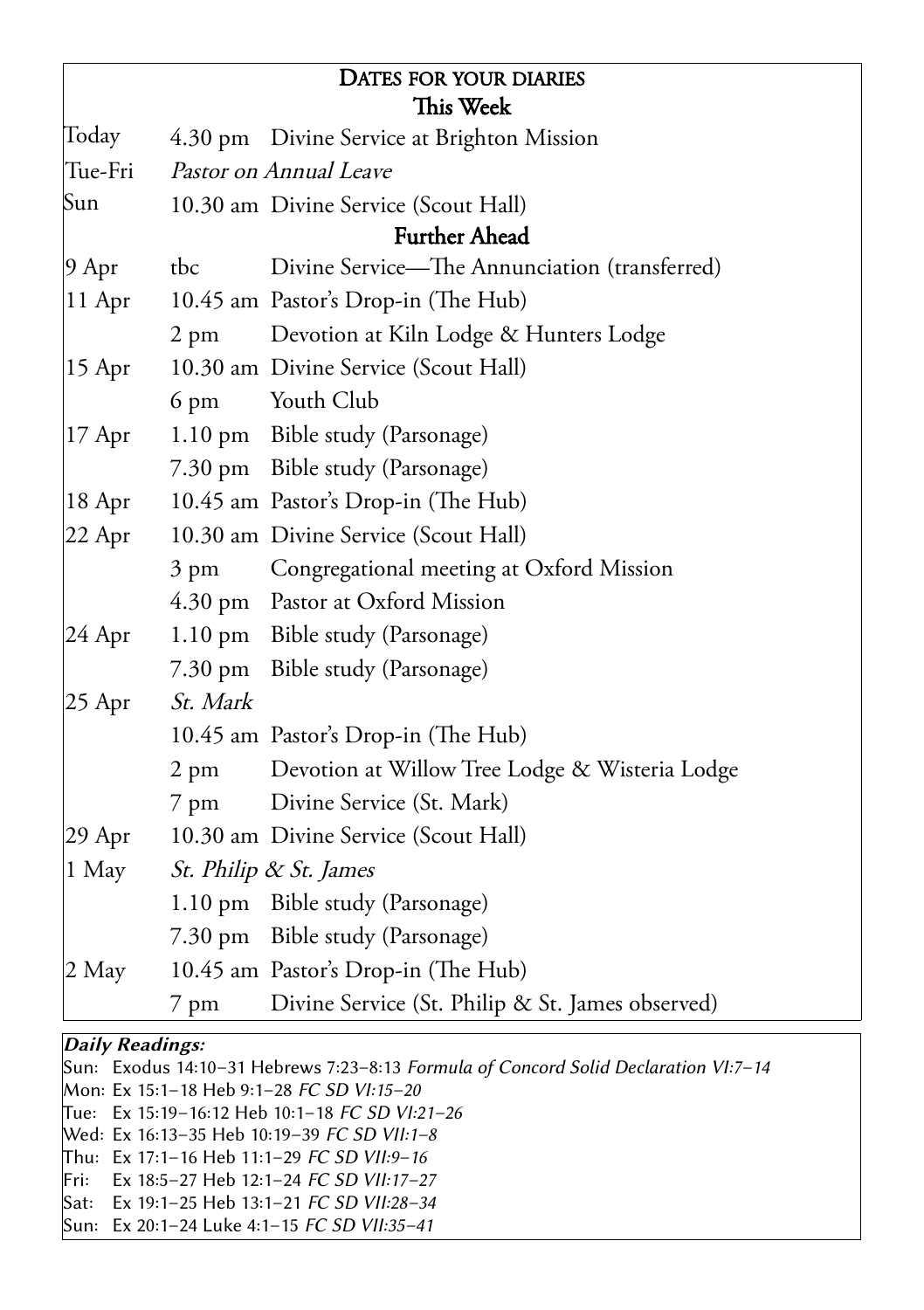## DATES FOR YOUR DIARIES

### This Week

| | | |
|---|---|---|
| Today | 4.30 pm | Divine Service at Brighton Mission |
| Tue-Fri | *Pastor on Annual Leave* | |
| Sun | 10.30 am | Divine Service (Scout Hall) |

### Further Ahead

| | | |
|---|---|---|
| 9 Apr | tbc | Divine Service—The Annunciation (transferred) |
| 11 Apr | 10.45 am | Pastor's Drop-in (The Hub) |
| | 2 pm | Devotion at Kiln Lodge & Hunters Lodge |
| 15 Apr | 10.30 am | Divine Service (Scout Hall) |
| | 6 pm | Youth Club |
| 17 Apr | 1.10 pm | Bible study (Parsonage) |
| | 7.30 pm | Bible study (Parsonage) |
| 18 Apr | 10.45 am | Pastor's Drop-in (The Hub) |
| 22 Apr | 10.30 am | Divine Service (Scout Hall) |
| | 3 pm | Congregational meeting at Oxford Mission |
| | 4.30 pm | Pastor at Oxford Mission |
| 24 Apr | 1.10 pm | Bible study (Parsonage) |
| | 7.30 pm | Bible study (Parsonage) |
| 25 Apr | *St. Mark* | |
| | 10.45 am | Pastor's Drop-in (The Hub) |
| | 2 pm | Devotion at Willow Tree Lodge & Wisteria Lodge |
| | 7 pm | Divine Service (St. Mark) |
| 29 Apr | 10.30 am | Divine Service (Scout Hall) |
| 1 May | *St. Philip & St. James* | |
| | 1.10 pm | Bible study (Parsonage) |
| | 7.30 pm | Bible study (Parsonage) |
| 2 May | 10.45 am | Pastor's Drop-in (The Hub) |
| | 7 pm | Divine Service (St. Philip & St. James observed) |

***Daily Readings:***

Sun: Exodus 14:10–31 Hebrews 7:23–8:13 *Formula of Concord Solid Declaration VI:7–14*
Mon: Ex 15:1–18 Heb 9:1–28 *FC SD VI:15–20*
Tue: Ex 15:19–16:12 Heb 10:1–18 *FC SD VI:21–26*
Wed: Ex 16:13–35 Heb 10:19–39 *FC SD VII:1–8*
Thu: Ex 17:1–16 Heb 11:1–29 *FC SD VII:9–16*
Fri: Ex 18:5–27 Heb 12:1–24 *FC SD VII:17–27*
Sat: Ex 19:1–25 Heb 13:1–21 *FC SD VII:28–34*
Sun: Ex 20:1–24 Luke 4:1–15 *FC SD VII:35–41*